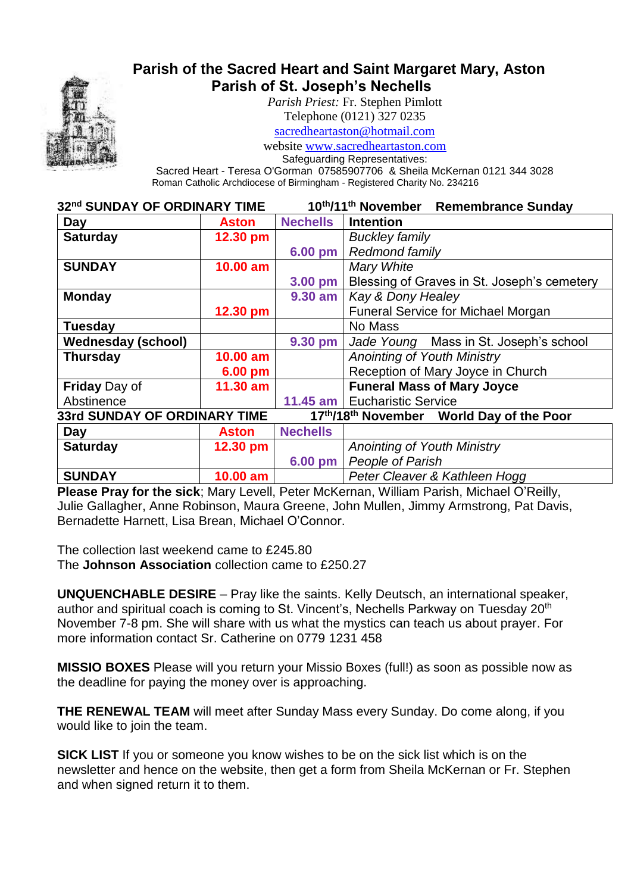# Parish of the Sacred Heart and Saint Margaret Mary, Aston
## Parish of St. Joseph's Nechells

*Parish Priest:* Fr. Stephen Pimlott
Telephone (0121) 327 0235
sacredheartaston@hotmail.com
website www.sacredheartaston.com
Safeguarding Representatives:
Sacred Heart - Teresa O'Gorman 07585907706 & Sheila McKernan 0121 344 3028
Roman Catholic Archdiocese of Birmingham - Registered Charity No. 234216

| **32nd SUNDAY OF ORDINARY TIME** | | **10th/11th November** | **Remembrance Sunday** |
|---|---|---|---|
| **Day** | **Aston** | **Nechells** | **Intention** |
| **Saturday** | **12.30 pm** | | *Buckley family* |
| | | **6.00 pm** | *Redmond family* |
| **SUNDAY** | **10.00 am** | | *Mary White* |
| | | **3.00 pm** | Blessing of Graves in St. Joseph's cemetery |
| **Monday** | | **9.30 am** | *Kay & Dony Healey* |
| | **12.30 pm** | | Funeral Service for Michael Morgan |
| **Tuesday** | | | No Mass |
| **Wednesday (school)** | | **9.30 pm** | *Jade Young* Mass in St. Joseph's school |
| **Thursday** | **10.00 am** | | *Anointing of Youth Ministry* |
| | **6.00 pm** | | Reception of Mary Joyce in Church |
| **Friday** Day of Abstinence | **11.30 am** | | **Funeral Mass of Mary Joyce** |
| | | **11.45 am** | Eucharistic Service |
| **33rd SUNDAY OF ORDINARY TIME** | | **17th/18th November** | **World Day of the Poor** |
| **Day** | **Aston** | **Nechells** | |
| **Saturday** | **12.30 pm** | | *Anointing of Youth Ministry* |
| | | **6.00 pm** | *People of Parish* |
| **SUNDAY** | **10.00 am** | | *Peter Cleaver & Kathleen Hogg* |

**Please Pray for the sick**; Mary Levell, Peter McKernan, William Parish, Michael O'Reilly, Julie Gallagher, Anne Robinson, Maura Greene, John Mullen, Jimmy Armstrong, Pat Davis, Bernadette Harnett, Lisa Brean, Michael O'Connor.

The collection last weekend came to £245.80
The **Johnson Association** collection came to £250.27

**UNQUENCHABLE DESIRE** – Pray like the saints. Kelly Deutsch, an international speaker, author and spiritual coach is coming to St. Vincent's, Nechells Parkway on Tuesday 20th November 7-8 pm. She will share with us what the mystics can teach us about prayer. For more information contact Sr. Catherine on 0779 1231 458

**MISSIO BOXES** Please will you return your Missio Boxes (full!) as soon as possible now as the deadline for paying the money over is approaching.

**THE RENEWAL TEAM** will meet after Sunday Mass every Sunday. Do come along, if you would like to join the team.

**SICK LIST** If you or someone you know wishes to be on the sick list which is on the newsletter and hence on the website, then get a form from Sheila McKernan or Fr. Stephen and when signed return it to them.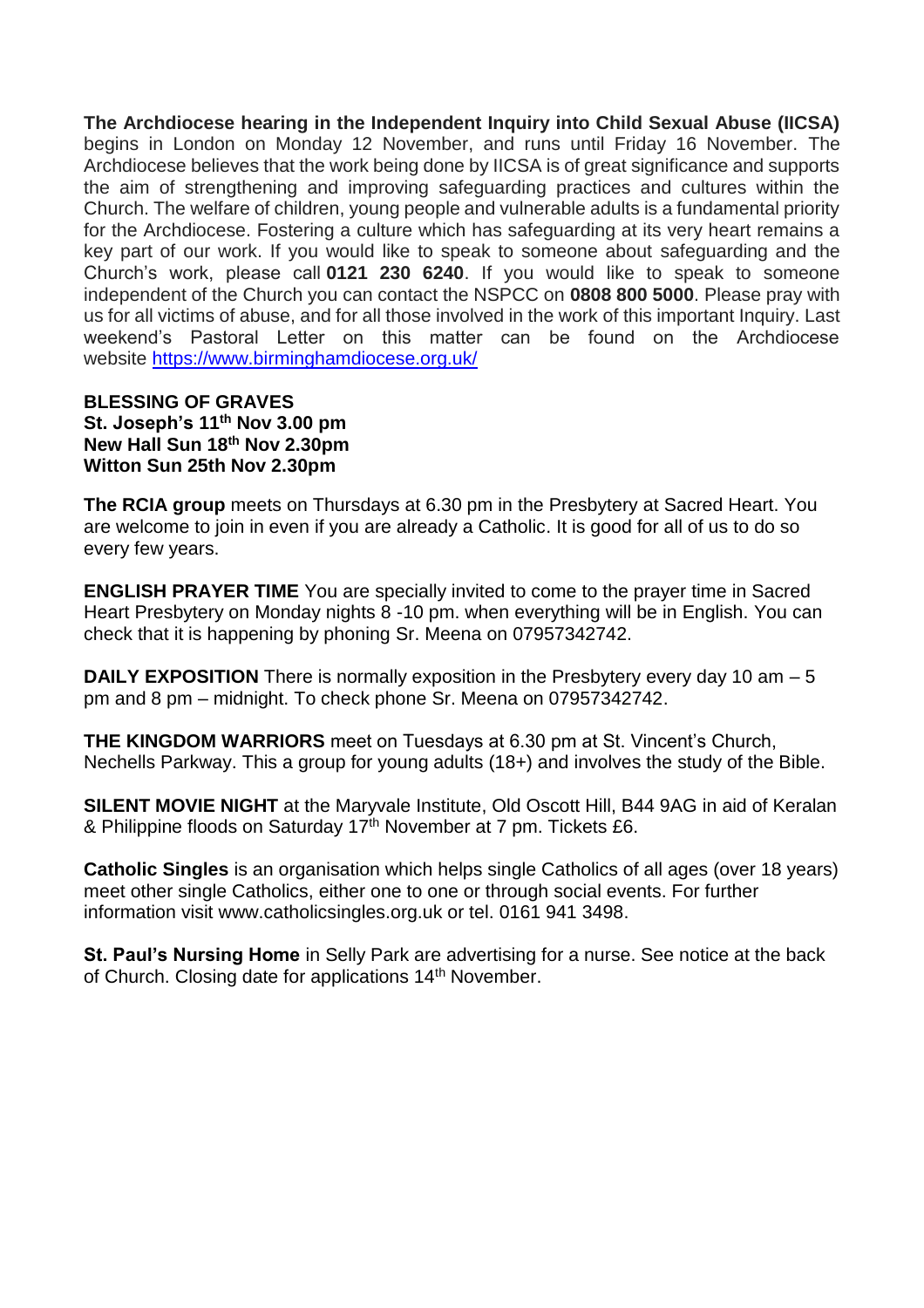**The Archdiocese hearing in the Independent Inquiry into Child Sexual Abuse (IICSA)** begins in London on Monday 12 November, and runs until Friday 16 November. The Archdiocese believes that the work being done by IICSA is of great significance and supports the aim of strengthening and improving safeguarding practices and cultures within the Church. The welfare of children, young people and vulnerable adults is a fundamental priority for the Archdiocese. Fostering a culture which has safeguarding at its very heart remains a key part of our work. If you would like to speak to someone about safeguarding and the Church's work, please call **0121 230 6240**. If you would like to speak to someone independent of the Church you can contact the NSPCC on **0808 800 5000**. Please pray with us for all victims of abuse, and for all those involved in the work of this important Inquiry. Last weekend's Pastoral Letter on this matter can be found on the Archdiocese website https://www.birminghamdiocese.org.uk/

**BLESSING OF GRAVES**
**St. Joseph's 11th Nov 3.00 pm**
**New Hall Sun 18th Nov 2.30pm**
**Witton Sun 25th Nov 2.30pm**

**The RCIA group** meets on Thursdays at 6.30 pm in the Presbytery at Sacred Heart. You are welcome to join in even if you are already a Catholic. It is good for all of us to do so every few years.

**ENGLISH PRAYER TIME** You are specially invited to come to the prayer time in Sacred Heart Presbytery on Monday nights 8 -10 pm. when everything will be in English. You can check that it is happening by phoning Sr. Meena on 07957342742.

**DAILY EXPOSITION** There is normally exposition in the Presbytery every day 10 am – 5 pm and 8 pm – midnight. To check phone Sr. Meena on 07957342742.

**THE KINGDOM WARRIORS** meet on Tuesdays at 6.30 pm at St. Vincent's Church, Nechells Parkway. This a group for young adults (18+) and involves the study of the Bible.

**SILENT MOVIE NIGHT** at the Maryvale Institute, Old Oscott Hill, B44 9AG in aid of Keralan & Philippine floods on Saturday 17th November at 7 pm. Tickets £6.

**Catholic Singles** is an organisation which helps single Catholics of all ages (over 18 years) meet other single Catholics, either one to one or through social events. For further information visit www.catholicsingles.org.uk or tel. 0161 941 3498.

**St. Paul's Nursing Home** in Selly Park are advertising for a nurse. See notice at the back of Church. Closing date for applications 14th November.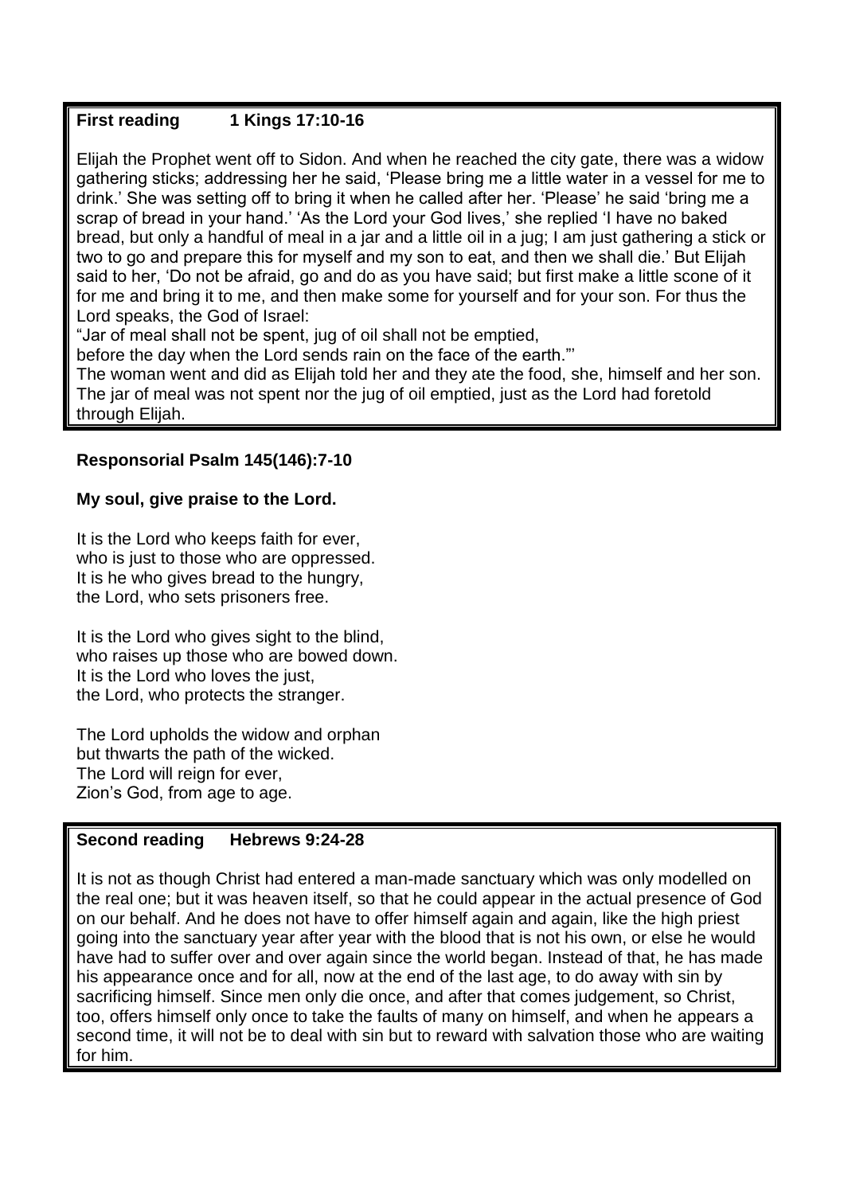**First reading 1 Kings 17:10-16**

Elijah the Prophet went off to Sidon. And when he reached the city gate, there was a widow gathering sticks; addressing her he said, 'Please bring me a little water in a vessel for me to drink.' She was setting off to bring it when he called after her. 'Please' he said 'bring me a scrap of bread in your hand.' 'As the Lord your God lives,' she replied 'I have no baked bread, but only a handful of meal in a jar and a little oil in a jug; I am just gathering a stick or two to go and prepare this for myself and my son to eat, and then we shall die.' But Elijah said to her, 'Do not be afraid, go and do as you have said; but first make a little scone of it for me and bring it to me, and then make some for yourself and for your son. For thus the Lord speaks, the God of Israel:
"Jar of meal shall not be spent, jug of oil shall not be emptied,
before the day when the Lord sends rain on the face of the earth."'
The woman went and did as Elijah told her and they ate the food, she, himself and her son. The jar of meal was not spent nor the jug of oil emptied, just as the Lord had foretold through Elijah.

**Responsorial Psalm 145(146):7-10**

**My soul, give praise to the Lord.**

It is the Lord who keeps faith for ever,
who is just to those who are oppressed.
It is he who gives bread to the hungry,
the Lord, who sets prisoners free.

It is the Lord who gives sight to the blind,
who raises up those who are bowed down.
It is the Lord who loves the just,
the Lord, who protects the stranger.

The Lord upholds the widow and orphan
but thwarts the path of the wicked.
The Lord will reign for ever,
Zion's God, from age to age.

**Second reading Hebrews 9:24-28**

It is not as though Christ had entered a man-made sanctuary which was only modelled on the real one; but it was heaven itself, so that he could appear in the actual presence of God on our behalf. And he does not have to offer himself again and again, like the high priest going into the sanctuary year after year with the blood that is not his own, or else he would have had to suffer over and over again since the world began. Instead of that, he has made his appearance once and for all, now at the end of the last age, to do away with sin by sacrificing himself. Since men only die once, and after that comes judgement, so Christ, too, offers himself only once to take the faults of many on himself, and when he appears a second time, it will not be to deal with sin but to reward with salvation those who are waiting for him.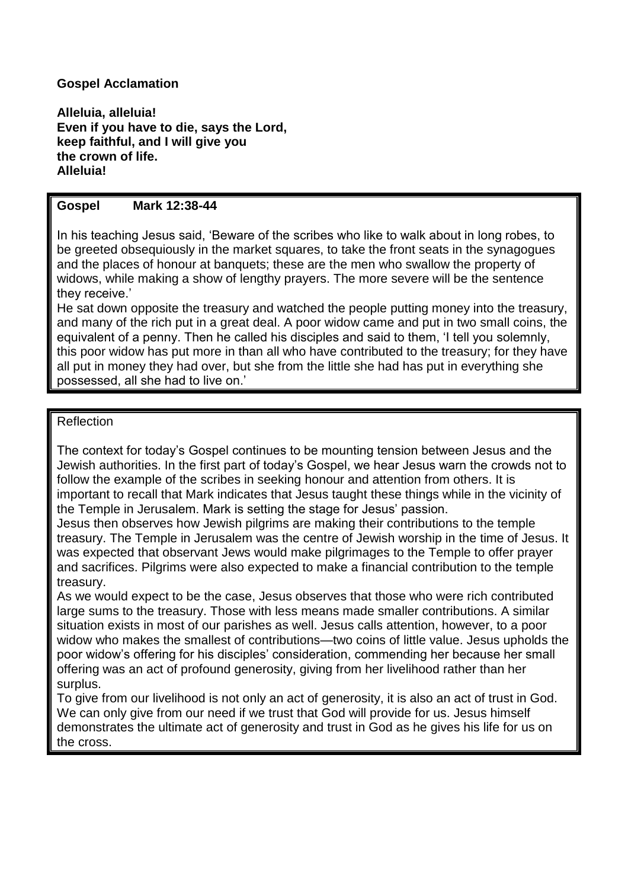**Gospel Acclamation**

**Alleluia, alleluia!**
**Even if you have to die, says the Lord,**
**keep faithful, and I will give you**
**the crown of life.**
**Alleluia!**

**Gospel Mark 12:38-44**

In his teaching Jesus said, 'Beware of the scribes who like to walk about in long robes, to be greeted obsequiously in the market squares, to take the front seats in the synagogues and the places of honour at banquets; these are the men who swallow the property of widows, while making a show of lengthy prayers. The more severe will be the sentence they receive.'

He sat down opposite the treasury and watched the people putting money into the treasury, and many of the rich put in a great deal. A poor widow came and put in two small coins, the equivalent of a penny. Then he called his disciples and said to them, 'I tell you solemnly, this poor widow has put more in than all who have contributed to the treasury; for they have all put in money they had over, but she from the little she had has put in everything she possessed, all she had to live on.'

Reflection

The context for today's Gospel continues to be mounting tension between Jesus and the Jewish authorities. In the first part of today's Gospel, we hear Jesus warn the crowds not to follow the example of the scribes in seeking honour and attention from others. It is important to recall that Mark indicates that Jesus taught these things while in the vicinity of the Temple in Jerusalem. Mark is setting the stage for Jesus' passion.

Jesus then observes how Jewish pilgrims are making their contributions to the temple treasury. The Temple in Jerusalem was the centre of Jewish worship in the time of Jesus. It was expected that observant Jews would make pilgrimages to the Temple to offer prayer and sacrifices. Pilgrims were also expected to make a financial contribution to the temple treasury.

As we would expect to be the case, Jesus observes that those who were rich contributed large sums to the treasury. Those with less means made smaller contributions. A similar situation exists in most of our parishes as well. Jesus calls attention, however, to a poor widow who makes the smallest of contributions—two coins of little value. Jesus upholds the poor widow's offering for his disciples' consideration, commending her because her small offering was an act of profound generosity, giving from her livelihood rather than her surplus.

To give from our livelihood is not only an act of generosity, it is also an act of trust in God. We can only give from our need if we trust that God will provide for us. Jesus himself demonstrates the ultimate act of generosity and trust in God as he gives his life for us on the cross.